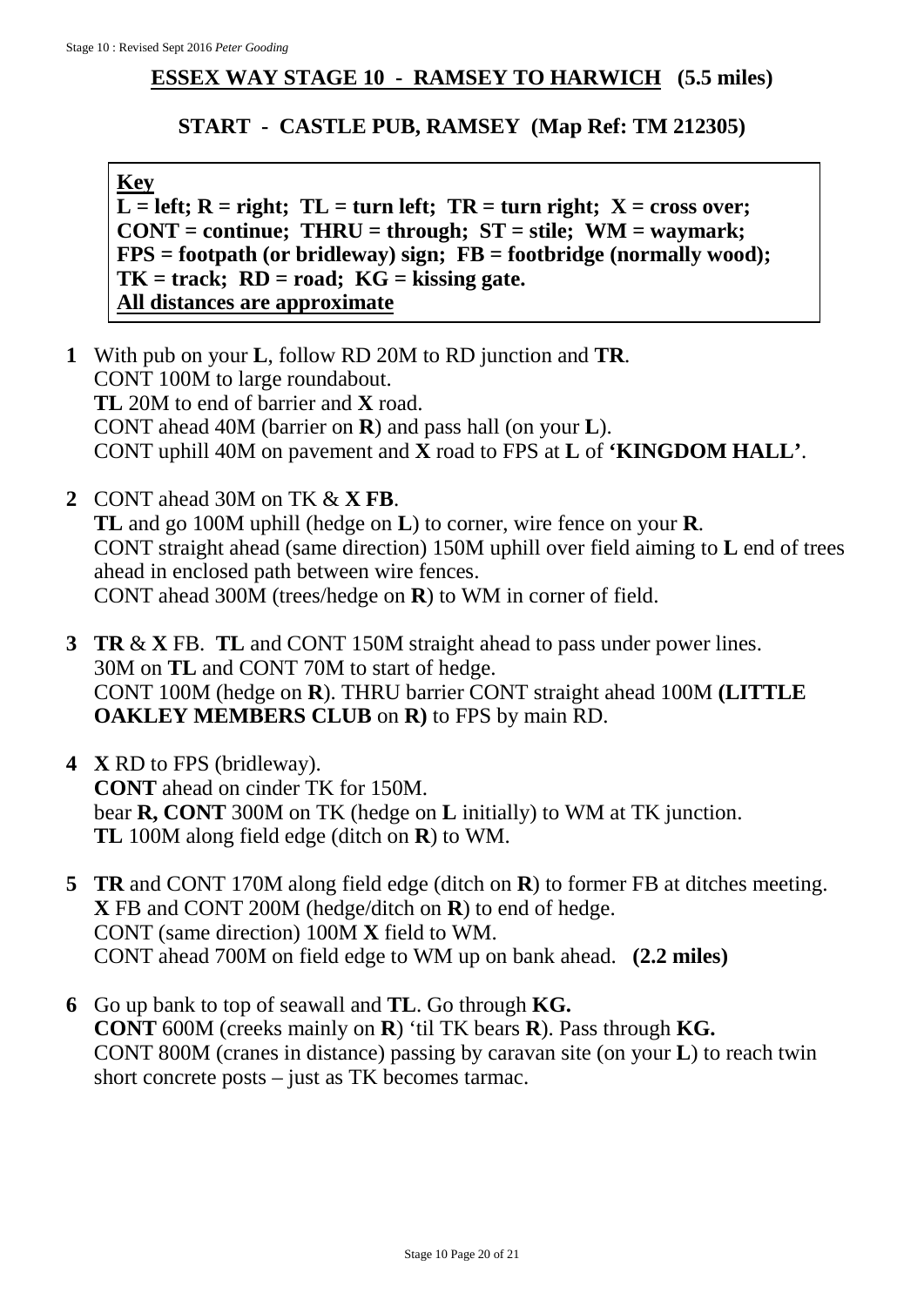## ESSEX WAY STAGE 10 - RAMSEY TO HARWICH (5.5 miles)

### START - CASTLE PUB, RAMSEY (Map Ref: TM 212305)

**Key**
**L = left; R = right; TL = turn left; TR = turn right; X = cross over; CONT = continue; THRU = through; ST = stile; WM = waymark; FPS = footpath (or bridleway) sign; FB = footbridge (normally wood); TK = track; RD = road; KG = kissing gate.**
**All distances are approximate**

**1** With pub on your **L**, follow RD 20M to RD junction and **TR**.
CONT 100M to large roundabout.
**TL** 20M to end of barrier and **X** road.
CONT ahead 40M (barrier on **R**) and pass hall (on your **L**).
CONT uphill 40M on pavement and **X** road to FPS at **L** of **'KINGDOM HALL'**.

**2** CONT ahead 30M on TK & **X FB**.
**TL** and go 100M uphill (hedge on **L**) to corner, wire fence on your **R**.
CONT straight ahead (same direction) 150M uphill over field aiming to **L** end of trees ahead in enclosed path between wire fences.
CONT ahead 300M (trees/hedge on **R**) to WM in corner of field.

**3** **TR** & **X** FB. **TL** and CONT 150M straight ahead to pass under power lines.
30M on **TL** and CONT 70M to start of hedge.
CONT 100M (hedge on **R**). THRU barrier CONT straight ahead 100M **(LITTLE OAKLEY MEMBERS CLUB** on **R)** to FPS by main RD.

**4** **X** RD to FPS (bridleway).
**CONT** ahead on cinder TK for 150M.
bear **R, CONT** 300M on TK (hedge on **L** initially) to WM at TK junction.
**TL** 100M along field edge (ditch on **R**) to WM.

**5** **TR** and CONT 170M along field edge (ditch on **R**) to former FB at ditches meeting.
**X** FB and CONT 200M (hedge/ditch on **R**) to end of hedge.
CONT (same direction) 100M **X** field to WM.
CONT ahead 700M on field edge to WM up on bank ahead. **(2.2 miles)**

**6** Go up bank to top of seawall and **TL**. Go through **KG.**
**CONT** 600M (creeks mainly on **R**) 'til TK bears **R**). Pass through **KG.**
CONT 800M (cranes in distance) passing by caravan site (on your **L**) to reach twin short concrete posts – just as TK becomes tarmac.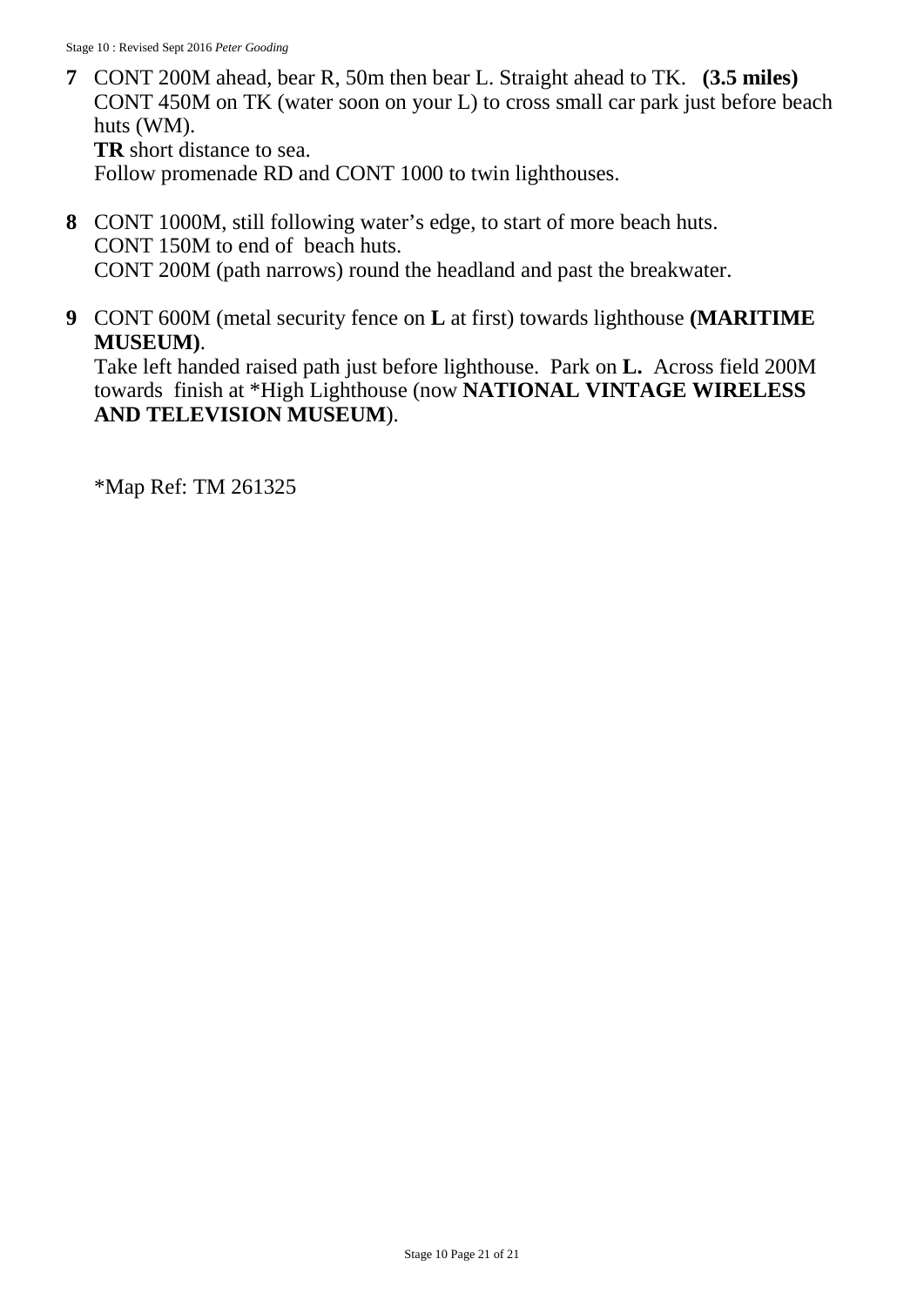**7** CONT 200M ahead, bear R, 50m then bear L. Straight ahead to TK. **(3.5 miles)**
CONT 450M on TK (water soon on your L) to cross small car park just before beach huts (WM).
**TR** short distance to sea.
Follow promenade RD and CONT 1000 to twin lighthouses.

**8** CONT 1000M, still following water's edge, to start of more beach huts.
CONT 150M to end of beach huts.
CONT 200M (path narrows) round the headland and past the breakwater.

**9** CONT 600M (metal security fence on **L** at first) towards lighthouse **(MARITIME MUSEUM)**.
Take left handed raised path just before lighthouse. Park on **L.** Across field 200M towards finish at *High Lighthouse (now **NATIONAL VINTAGE WIRELESS AND TELEVISION MUSEUM**).

*Map Ref: TM 261325